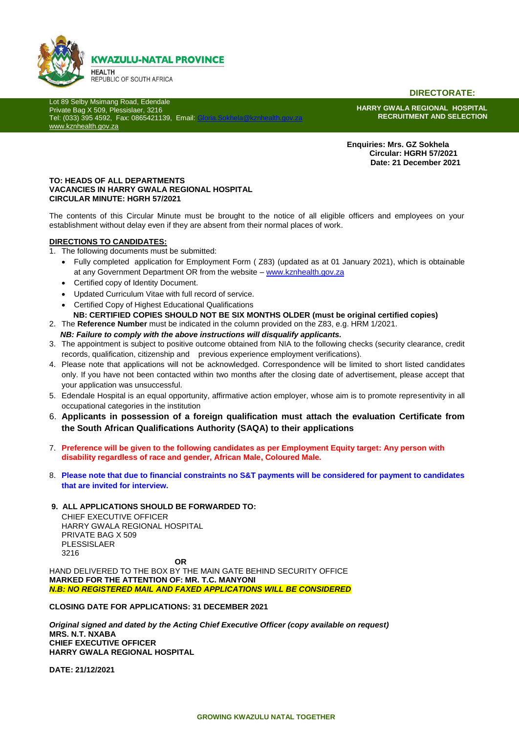**KWAZULU-NATAL PROVINCE**
HEALTH
REPUBLIC OF SOUTH AFRICA

**DIRECTORATE:**

Lot 89 Selby Msimang Road, Edendale
Private Bag X 509, Plessislaer, 3216
Tel: (033) 395 4592, Fax: 0865421139, Email: Gloria.Sokhela@kznhealth.gov.za
www.kznhealth.gov.za

**HARRY GWALA REGIONAL HOSPITAL**
**RECRUITMENT AND SELECTION**

**Enquiries: Mrs. GZ Sokhela**
**Circular: HGRH 57/2021**
**Date: 21 December 2021**

**TO: HEADS OF ALL DEPARTMENTS**
**VACANCIES IN HARRY GWALA REGIONAL HOSPITAL**
**CIRCULAR MINUTE: HGRH 57/2021**

The contents of this Circular Minute must be brought to the notice of all eligible officers and employees on your establishment without delay even if they are absent from their normal places of work.

**DIRECTIONS TO CANDIDATES:**

1. The following documents must be submitted:
   - Fully completed application for Employment Form ( Z83) (updated as at 01 January 2021), which is obtainable at any Government Department OR from the website – www.kznhealth.gov.za
   - Certified copy of Identity Document.
   - Updated Curriculum Vitae with full record of service.
   - Certified Copy of Highest Educational Qualifications

   **NB: CERTIFIED COPIES SHOULD NOT BE SIX MONTHS OLDER (must be original certified copies)**
2. The **Reference Number** must be indicated in the column provided on the Z83, e.g. HRM 1/2021.

   ***NB: Failure to comply with the above instructions will disqualify applicants.***
3. The appointment is subject to positive outcome obtained from NIA to the following checks (security clearance, credit records, qualification, citizenship and previous experience employment verifications).
4. Please note that applications will not be acknowledged. Correspondence will be limited to short listed candidates only. If you have not been contacted within two months after the closing date of advertisement, please accept that your application was unsuccessful.
5. Edendale Hospital is an equal opportunity, affirmative action employer, whose aim is to promote representivity in all occupational categories in the institution
6. **Applicants in possession of a foreign qualification must attach the evaluation Certificate from the South African Qualifications Authority (SAQA) to their applications**
7. **Preference will be given to the following candidates as per Employment Equity target: Any person with disability regardless of race and gender, African Male, Coloured Male.**
8. **Please note that due to financial constraints no S&T payments will be considered for payment to candidates that are invited for interview.**
9. **ALL APPLICATIONS SHOULD BE FORWARDED TO:**

   CHIEF EXECUTIVE OFFICER
   HARRY GWALA REGIONAL HOSPITAL
   PRIVATE BAG X 509
   PLESSISLAER
   3216

   **OR**

HAND DELIVERED TO THE BOX BY THE MAIN GATE BEHIND SECURITY OFFICE
**MARKED FOR THE ATTENTION OF: MR. T.C. MANYONI**
***N.B: NO REGISTERED MAIL AND FAXED APPLICATIONS WILL BE CONSIDERED***

**CLOSING DATE FOR APPLICATIONS: 31 DECEMBER 2021**

***Original signed and dated by the Acting Chief Executive Officer (copy available on request)***
**MRS. N.T. NXABA**
**CHIEF EXECUTIVE OFFICER**
**HARRY GWALA REGIONAL HOSPITAL**

**DATE: 21/12/2021**

**GROWING KWAZULU NATAL TOGETHER**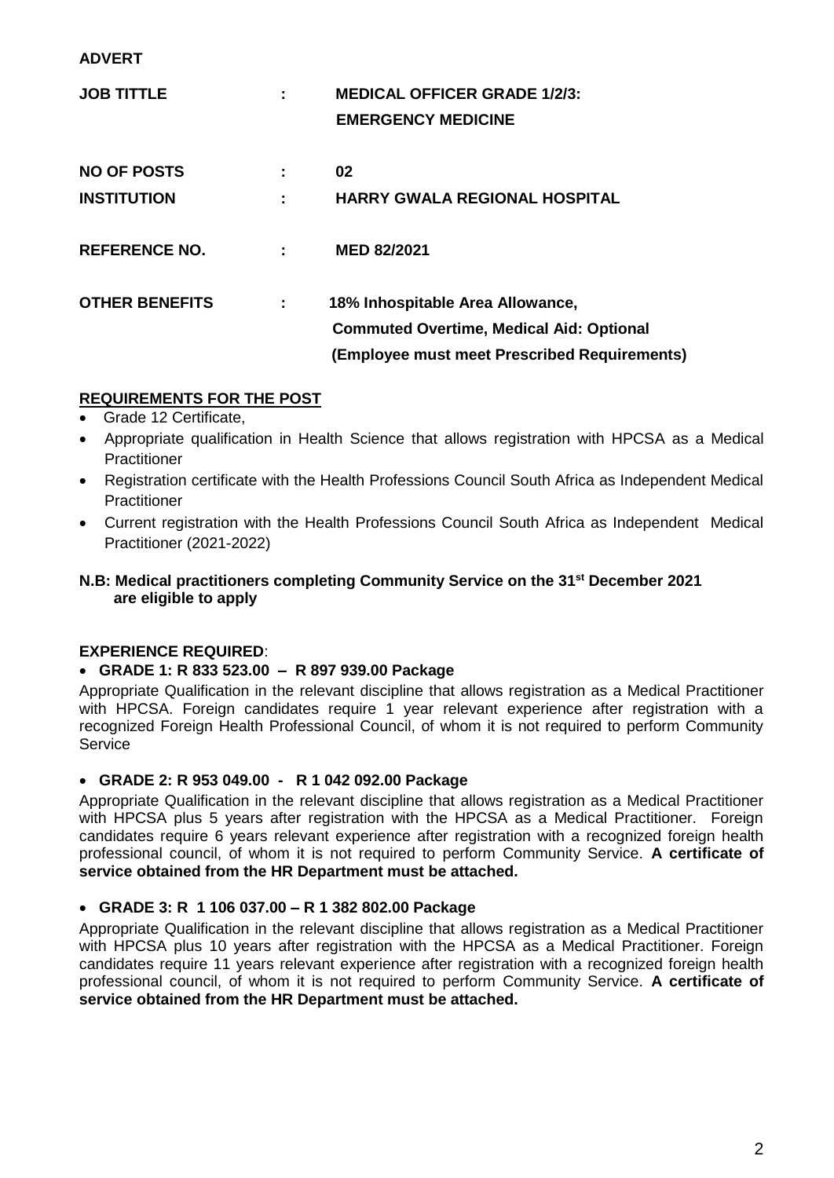**ADVERT**

| | | |
|---|---|---|
| **JOB TITTLE** | **:** | **MEDICAL OFFICER GRADE 1/2/3: EMERGENCY MEDICINE** |
| **NO OF POSTS** | **:** | **02** |
| **INSTITUTION** | **:** | **HARRY GWALA REGIONAL HOSPITAL** |
| **REFERENCE NO.** | **:** | **MED 82/2021** |
| **OTHER BENEFITS** | **:** | **18% Inhospitable Area Allowance, Commuted Overtime, Medical Aid: Optional (Employee must meet Prescribed Requirements)** |

## REQUIREMENTS FOR THE POST

- Grade 12 Certificate,
- Appropriate qualification in Health Science that allows registration with HPCSA as a Medical Practitioner
- Registration certificate with the Health Professions Council South Africa as Independent Medical Practitioner
- Current registration with the Health Professions Council South Africa as Independent Medical Practitioner (2021-2022)

**N.B: Medical practitioners completing Community Service on the 31st December 2021 are eligible to apply**

**EXPERIENCE REQUIRED**:

- **GRADE 1: R 833 523.00 – R 897 939.00 Package**

Appropriate Qualification in the relevant discipline that allows registration as a Medical Practitioner with HPCSA. Foreign candidates require 1 year relevant experience after registration with a recognized Foreign Health Professional Council, of whom it is not required to perform Community Service

- **GRADE 2: R 953 049.00 - R 1 042 092.00 Package**

Appropriate Qualification in the relevant discipline that allows registration as a Medical Practitioner with HPCSA plus 5 years after registration with the HPCSA as a Medical Practitioner. Foreign candidates require 6 years relevant experience after registration with a recognized foreign health professional council, of whom it is not required to perform Community Service. **A certificate of service obtained from the HR Department must be attached.**

- **GRADE 3: R 1 106 037.00 – R 1 382 802.00 Package**

Appropriate Qualification in the relevant discipline that allows registration as a Medical Practitioner with HPCSA plus 10 years after registration with the HPCSA as a Medical Practitioner. Foreign candidates require 11 years relevant experience after registration with a recognized foreign health professional council, of whom it is not required to perform Community Service. **A certificate of service obtained from the HR Department must be attached.**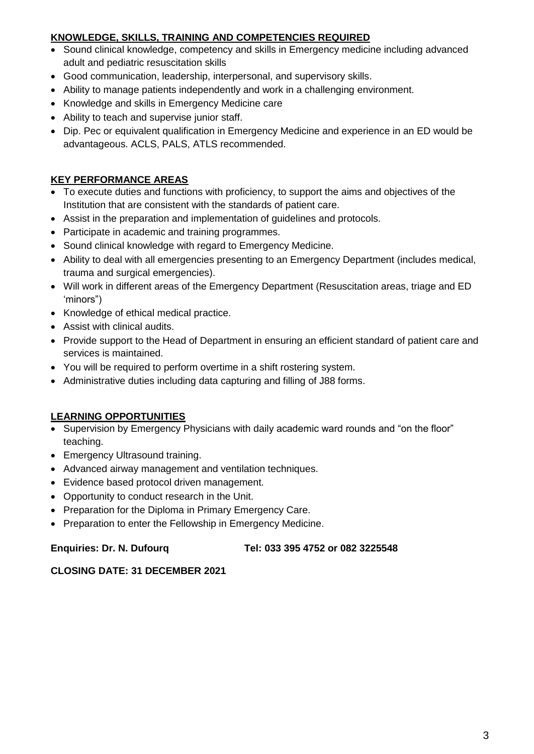## KNOWLEDGE, SKILLS, TRAINING AND COMPETENCIES REQUIRED

- Sound clinical knowledge, competency and skills in Emergency medicine including advanced adult and pediatric resuscitation skills
- Good communication, leadership, interpersonal, and supervisory skills.
- Ability to manage patients independently and work in a challenging environment.
- Knowledge and skills in Emergency Medicine care
- Ability to teach and supervise junior staff.
- Dip. Pec or equivalent qualification in Emergency Medicine and experience in an ED would be advantageous. ACLS, PALS, ATLS recommended.

## KEY PERFORMANCE AREAS

- To execute duties and functions with proficiency, to support the aims and objectives of the Institution that are consistent with the standards of patient care.
- Assist in the preparation and implementation of guidelines and protocols.
- Participate in academic and training programmes.
- Sound clinical knowledge with regard to Emergency Medicine.
- Ability to deal with all emergencies presenting to an Emergency Department (includes medical, trauma and surgical emergencies).
- Will work in different areas of the Emergency Department (Resuscitation areas, triage and ED 'minors")
- Knowledge of ethical medical practice.
- Assist with clinical audits.
- Provide support to the Head of Department in ensuring an efficient standard of patient care and services is maintained.
- You will be required to perform overtime in a shift rostering system.
- Administrative duties including data capturing and filling of J88 forms.

## LEARNING OPPORTUNITIES

- Supervision by Emergency Physicians with daily academic ward rounds and "on the floor" teaching.
- Emergency Ultrasound training.
- Advanced airway management and ventilation techniques.
- Evidence based protocol driven management.
- Opportunity to conduct research in the Unit.
- Preparation for the Diploma in Primary Emergency Care.
- Preparation to enter the Fellowship in Emergency Medicine.

**Enquiries: Dr. N. Dufourq** **Tel: 033 395 4752 or 082 3225548**

**CLOSING DATE: 31 DECEMBER 2021**